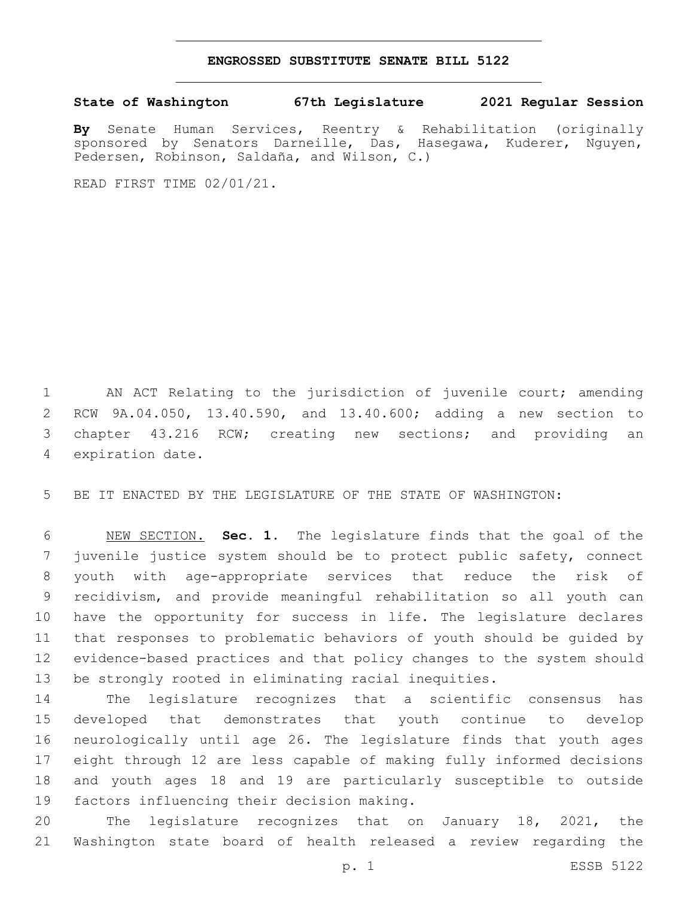# ENGROSSED SUBSTITUTE SENATE BILL 5122

**State of Washington 67th Legislature 2021 Regular Session**

**By** Senate Human Services, Reentry & Rehabilitation (originally sponsored by Senators Darneille, Das, Hasegawa, Kuderer, Nguyen, Pedersen, Robinson, Saldaña, and Wilson, C.)

READ FIRST TIME 02/01/21.

AN ACT Relating to the jurisdiction of juvenile court; amending RCW 9A.04.050, 13.40.590, and 13.40.600; adding a new section to chapter 43.216 RCW; creating new sections; and providing an expiration date.

BE IT ENACTED BY THE LEGISLATURE OF THE STATE OF WASHINGTON:

NEW SECTION. **Sec. 1.** The legislature finds that the goal of the juvenile justice system should be to protect public safety, connect youth with age-appropriate services that reduce the risk of recidivism, and provide meaningful rehabilitation so all youth can have the opportunity for success in life. The legislature declares that responses to problematic behaviors of youth should be guided by evidence-based practices and that policy changes to the system should be strongly rooted in eliminating racial inequities.

The legislature recognizes that a scientific consensus has developed that demonstrates that youth continue to develop neurologically until age 26. The legislature finds that youth ages eight through 12 are less capable of making fully informed decisions and youth ages 18 and 19 are particularly susceptible to outside factors influencing their decision making.

The legislature recognizes that on January 18, 2021, the Washington state board of health released a review regarding the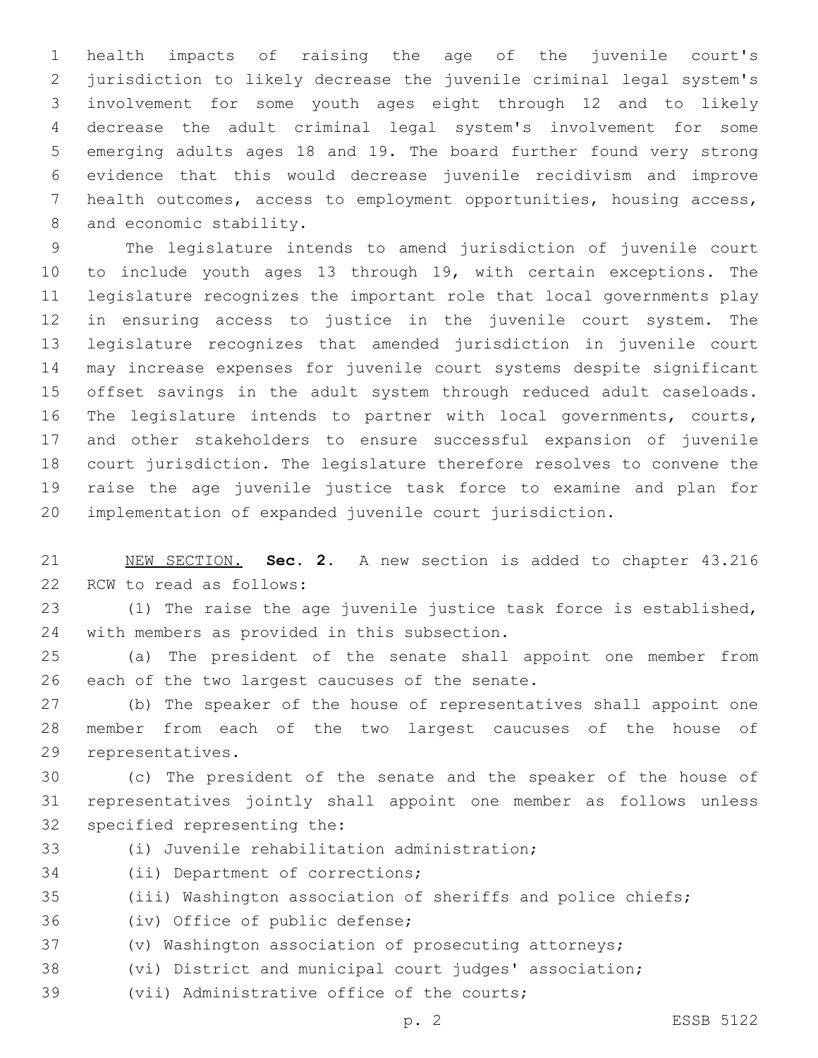health impacts of raising the age of the juvenile court's jurisdiction to likely decrease the juvenile criminal legal system's involvement for some youth ages eight through 12 and to likely decrease the adult criminal legal system's involvement for some emerging adults ages 18 and 19. The board further found very strong evidence that this would decrease juvenile recidivism and improve health outcomes, access to employment opportunities, housing access, and economic stability.

The legislature intends to amend jurisdiction of juvenile court to include youth ages 13 through 19, with certain exceptions. The legislature recognizes the important role that local governments play in ensuring access to justice in the juvenile court system. The legislature recognizes that amended jurisdiction in juvenile court may increase expenses for juvenile court systems despite significant offset savings in the adult system through reduced adult caseloads. The legislature intends to partner with local governments, courts, and other stakeholders to ensure successful expansion of juvenile court jurisdiction. The legislature therefore resolves to convene the raise the age juvenile justice task force to examine and plan for implementation of expanded juvenile court jurisdiction.

NEW SECTION. **Sec. 2.** A new section is added to chapter 43.216 RCW to read as follows:

(1) The raise the age juvenile justice task force is established, with members as provided in this subsection.

(a) The president of the senate shall appoint one member from each of the two largest caucuses of the senate.

(b) The speaker of the house of representatives shall appoint one member from each of the two largest caucuses of the house of representatives.

(c) The president of the senate and the speaker of the house of representatives jointly shall appoint one member as follows unless specified representing the:

(i) Juvenile rehabilitation administration;

(ii) Department of corrections;

(iii) Washington association of sheriffs and police chiefs;

(iv) Office of public defense;

(v) Washington association of prosecuting attorneys;

(vi) District and municipal court judges' association;

(vii) Administrative office of the courts;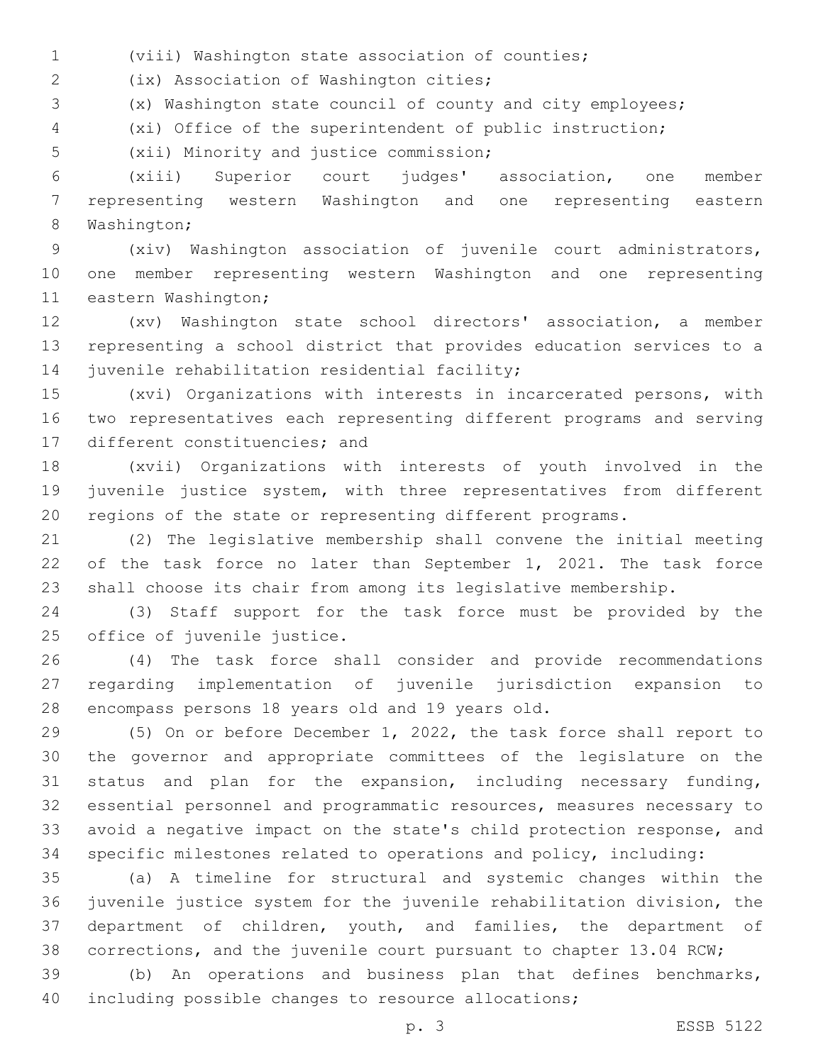(viii) Washington state association of counties;

(ix) Association of Washington cities;

(x) Washington state council of county and city employees;

(xi) Office of the superintendent of public instruction;

(xii) Minority and justice commission;

(xiii) Superior court judges' association, one member representing western Washington and one representing eastern Washington;

(xiv) Washington association of juvenile court administrators, one member representing western Washington and one representing eastern Washington;

(xv) Washington state school directors' association, a member representing a school district that provides education services to a juvenile rehabilitation residential facility;

(xvi) Organizations with interests in incarcerated persons, with two representatives each representing different programs and serving different constituencies; and

(xvii) Organizations with interests of youth involved in the juvenile justice system, with three representatives from different regions of the state or representing different programs.

(2) The legislative membership shall convene the initial meeting of the task force no later than September 1, 2021. The task force shall choose its chair from among its legislative membership.

(3) Staff support for the task force must be provided by the office of juvenile justice.

(4) The task force shall consider and provide recommendations regarding implementation of juvenile jurisdiction expansion to encompass persons 18 years old and 19 years old.

(5) On or before December 1, 2022, the task force shall report to the governor and appropriate committees of the legislature on the status and plan for the expansion, including necessary funding, essential personnel and programmatic resources, measures necessary to avoid a negative impact on the state's child protection response, and specific milestones related to operations and policy, including:

(a) A timeline for structural and systemic changes within the juvenile justice system for the juvenile rehabilitation division, the department of children, youth, and families, the department of corrections, and the juvenile court pursuant to chapter 13.04 RCW;

(b) An operations and business plan that defines benchmarks, including possible changes to resource allocations;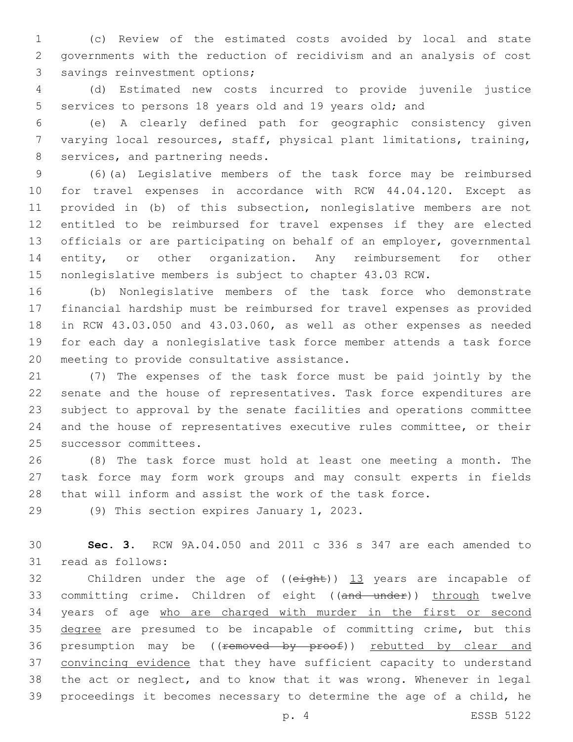(c) Review of the estimated costs avoided by local and state governments with the reduction of recidivism and an analysis of cost savings reinvestment options;

(d) Estimated new costs incurred to provide juvenile justice services to persons 18 years old and 19 years old; and

(e) A clearly defined path for geographic consistency given varying local resources, staff, physical plant limitations, training, services, and partnering needs.

(6)(a) Legislative members of the task force may be reimbursed for travel expenses in accordance with RCW 44.04.120. Except as provided in (b) of this subsection, nonlegislative members are not entitled to be reimbursed for travel expenses if they are elected officials or are participating on behalf of an employer, governmental entity, or other organization. Any reimbursement for other nonlegislative members is subject to chapter 43.03 RCW.

(b) Nonlegislative members of the task force who demonstrate financial hardship must be reimbursed for travel expenses as provided in RCW 43.03.050 and 43.03.060, as well as other expenses as needed for each day a nonlegislative task force member attends a task force meeting to provide consultative assistance.

(7) The expenses of the task force must be paid jointly by the senate and the house of representatives. Task force expenditures are subject to approval by the senate facilities and operations committee and the house of representatives executive rules committee, or their successor committees.

(8) The task force must hold at least one meeting a month. The task force may form work groups and may consult experts in fields that will inform and assist the work of the task force.

(9) This section expires January 1, 2023.

**Sec. 3.** RCW 9A.04.050 and 2011 c 336 s 347 are each amended to read as follows:

Children under the age of ((~~eight~~)) <u>13</u> years are incapable of committing crime. Children of eight ((~~and under~~)) <u>through</u> twelve years of age <u>who are charged with murder in the first or second degree</u> are presumed to be incapable of committing crime, but this presumption may be ((~~removed by proof~~)) <u>rebutted by clear and convincing evidence</u> that they have sufficient capacity to understand the act or neglect, and to know that it was wrong. Whenever in legal proceedings it becomes necessary to determine the age of a child, he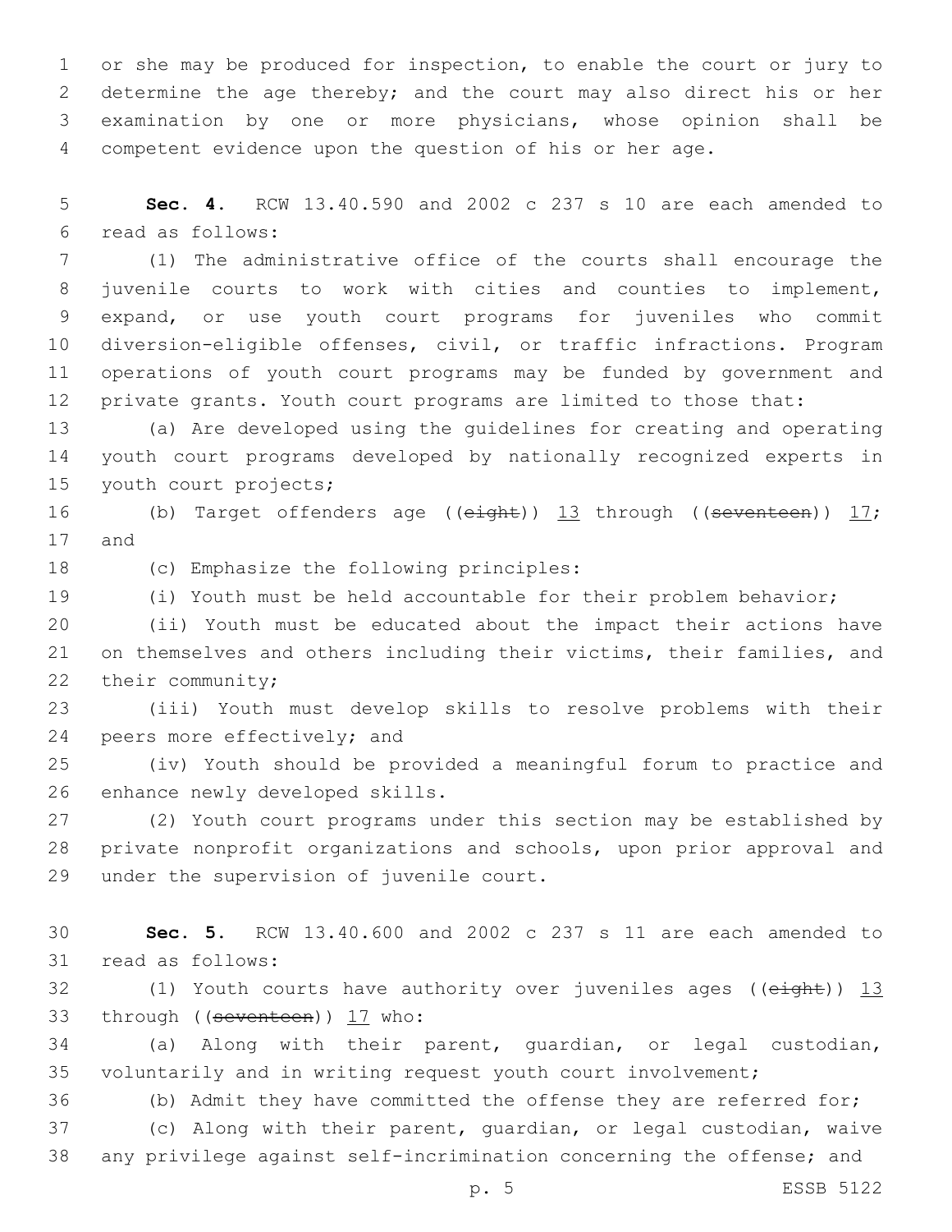or she may be produced for inspection, to enable the court or jury to determine the age thereby; and the court may also direct his or her examination by one or more physicians, whose opinion shall be competent evidence upon the question of his or her age.

**Sec. 4.** RCW 13.40.590 and 2002 c 237 s 10 are each amended to read as follows:

(1) The administrative office of the courts shall encourage the juvenile courts to work with cities and counties to implement, expand, or use youth court programs for juveniles who commit diversion-eligible offenses, civil, or traffic infractions. Program operations of youth court programs may be funded by government and private grants. Youth court programs are limited to those that:

(a) Are developed using the guidelines for creating and operating youth court programs developed by nationally recognized experts in youth court projects;

(b) Target offenders age ((~~eight~~)) <u>13</u> through ((~~seventeen~~)) <u>17</u>; and

(c) Emphasize the following principles:

(i) Youth must be held accountable for their problem behavior;

(ii) Youth must be educated about the impact their actions have on themselves and others including their victims, their families, and their community;

(iii) Youth must develop skills to resolve problems with their peers more effectively; and

(iv) Youth should be provided a meaningful forum to practice and enhance newly developed skills.

(2) Youth court programs under this section may be established by private nonprofit organizations and schools, upon prior approval and under the supervision of juvenile court.

**Sec. 5.** RCW 13.40.600 and 2002 c 237 s 11 are each amended to read as follows:

(1) Youth courts have authority over juveniles ages ((~~eight~~)) <u>13</u> through ((~~seventeen~~)) <u>17</u> who:

(a) Along with their parent, guardian, or legal custodian, voluntarily and in writing request youth court involvement;

(b) Admit they have committed the offense they are referred for;

(c) Along with their parent, guardian, or legal custodian, waive any privilege against self-incrimination concerning the offense; and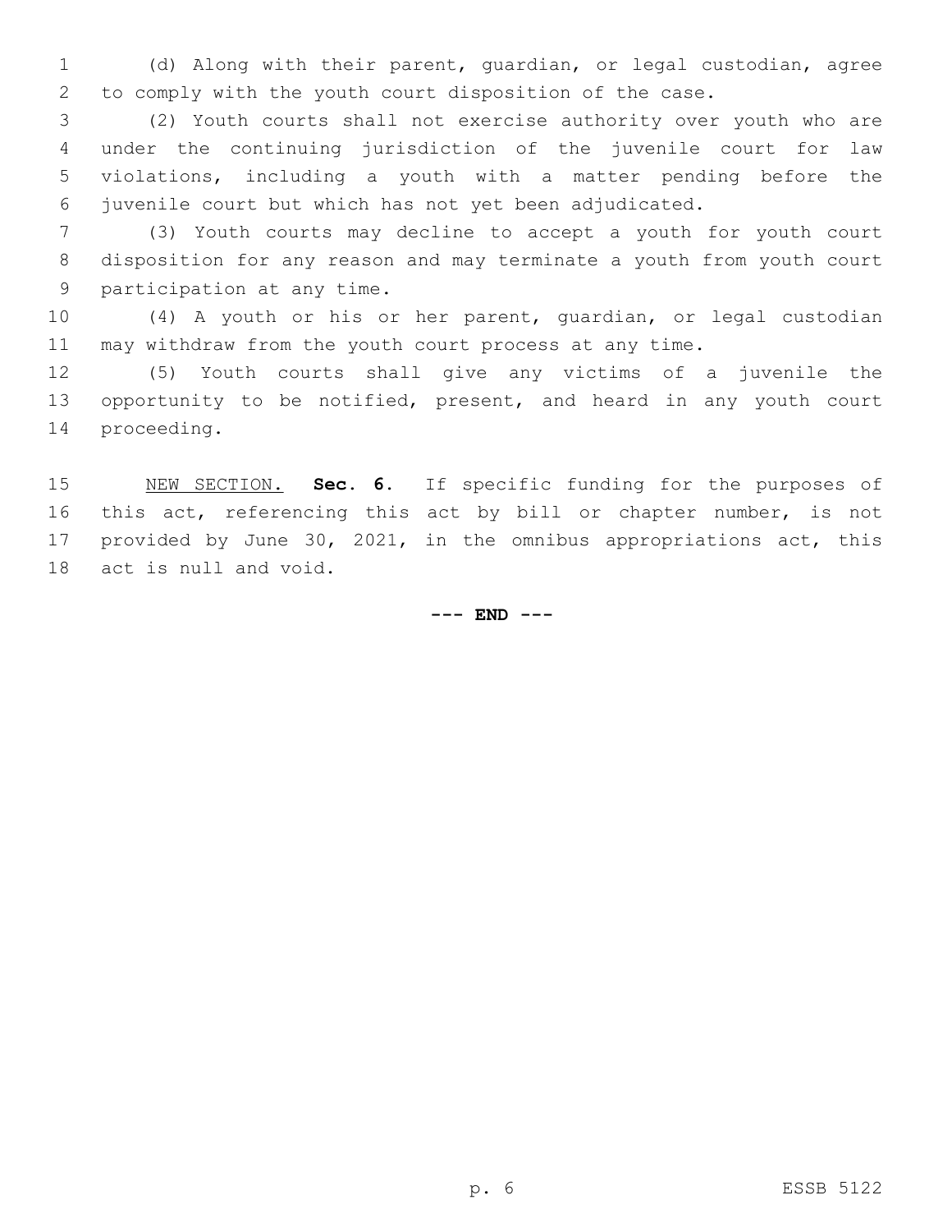(d) Along with their parent, guardian, or legal custodian, agree to comply with the youth court disposition of the case.

(2) Youth courts shall not exercise authority over youth who are under the continuing jurisdiction of the juvenile court for law violations, including a youth with a matter pending before the juvenile court but which has not yet been adjudicated.

(3) Youth courts may decline to accept a youth for youth court disposition for any reason and may terminate a youth from youth court participation at any time.

(4) A youth or his or her parent, guardian, or legal custodian may withdraw from the youth court process at any time.

(5) Youth courts shall give any victims of a juvenile the opportunity to be notified, present, and heard in any youth court proceeding.

NEW SECTION. **Sec. 6.** If specific funding for the purposes of this act, referencing this act by bill or chapter number, is not provided by June 30, 2021, in the omnibus appropriations act, this act is null and void.

**--- END ---**